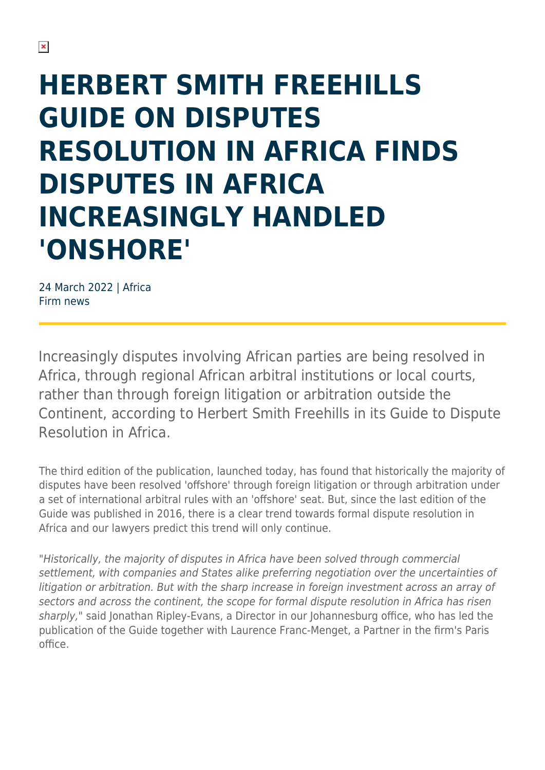# HERBERT SMITH FREEHILLS GUIDE ON DISPUTES RESOLUTION IN AFRICA FINDS DISPUTES IN AFRICA INCREASINGLY HANDLED 'ONSHORE'

24 March 2022 | Africa
Firm news

Increasingly disputes involving African parties are being resolved in Africa, through regional African arbitral institutions or local courts, rather than through foreign litigation or arbitration outside the Continent, according to Herbert Smith Freehills in its Guide to Dispute Resolution in Africa.

The third edition of the publication, launched today, has found that historically the majority of disputes have been resolved 'offshore' through foreign litigation or through arbitration under a set of international arbitral rules with an 'offshore' seat. But, since the last edition of the Guide was published in 2016, there is a clear trend towards formal dispute resolution in Africa and our lawyers predict this trend will only continue.

"*Historically, the majority of disputes in Africa have been solved through commercial settlement, with companies and States alike preferring negotiation over the uncertainties of litigation or arbitration. But with the sharp increase in foreign investment across an array of sectors and across the continent, the scope for formal dispute resolution in Africa has risen sharply*," said Jonathan Ripley-Evans, a Director in our Johannesburg office, who has led the publication of the Guide together with Laurence Franc-Menget, a Partner in the firm's Paris office.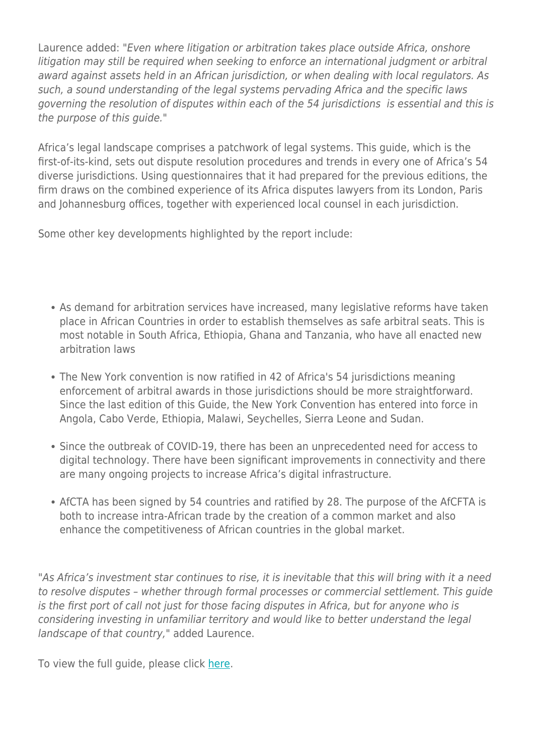Laurence added: "*Even where litigation or arbitration takes place outside Africa, onshore litigation may still be required when seeking to enforce an international judgment or arbitral award against assets held in an African jurisdiction, or when dealing with local regulators. As such, a sound understanding of the legal systems pervading Africa and the specific laws governing the resolution of disputes within each of the 54 jurisdictions is essential and this is the purpose of this guide.*"

Africa's legal landscape comprises a patchwork of legal systems. This guide, which is the first-of-its-kind, sets out dispute resolution procedures and trends in every one of Africa's 54 diverse jurisdictions. Using questionnaires that it had prepared for the previous editions, the firm draws on the combined experience of its Africa disputes lawyers from its London, Paris and Johannesburg offices, together with experienced local counsel in each jurisdiction.

Some other key developments highlighted by the report include:

- As demand for arbitration services have increased, many legislative reforms have taken place in African Countries in order to establish themselves as safe arbitral seats. This is most notable in South Africa, Ethiopia, Ghana and Tanzania, who have all enacted new arbitration laws
- The New York convention is now ratified in 42 of Africa's 54 jurisdictions meaning enforcement of arbitral awards in those jurisdictions should be more straightforward. Since the last edition of this Guide, the New York Convention has entered into force in Angola, Cabo Verde, Ethiopia, Malawi, Seychelles, Sierra Leone and Sudan.
- Since the outbreak of COVID-19, there has been an unprecedented need for access to digital technology. There have been significant improvements in connectivity and there are many ongoing projects to increase Africa's digital infrastructure.
- AfCTA has been signed by 54 countries and ratified by 28. The purpose of the AfCFTA is both to increase intra-African trade by the creation of a common market and also enhance the competitiveness of African countries in the global market.

"*As Africa's investment star continues to rise, it is inevitable that this will bring with it a need to resolve disputes – whether through formal processes or commercial settlement. This guide is the first port of call not just for those facing disputes in Africa, but for anyone who is considering investing in unfamiliar territory and would like to better understand the legal landscape of that country,*" added Laurence.

To view the full guide, please click [here](#).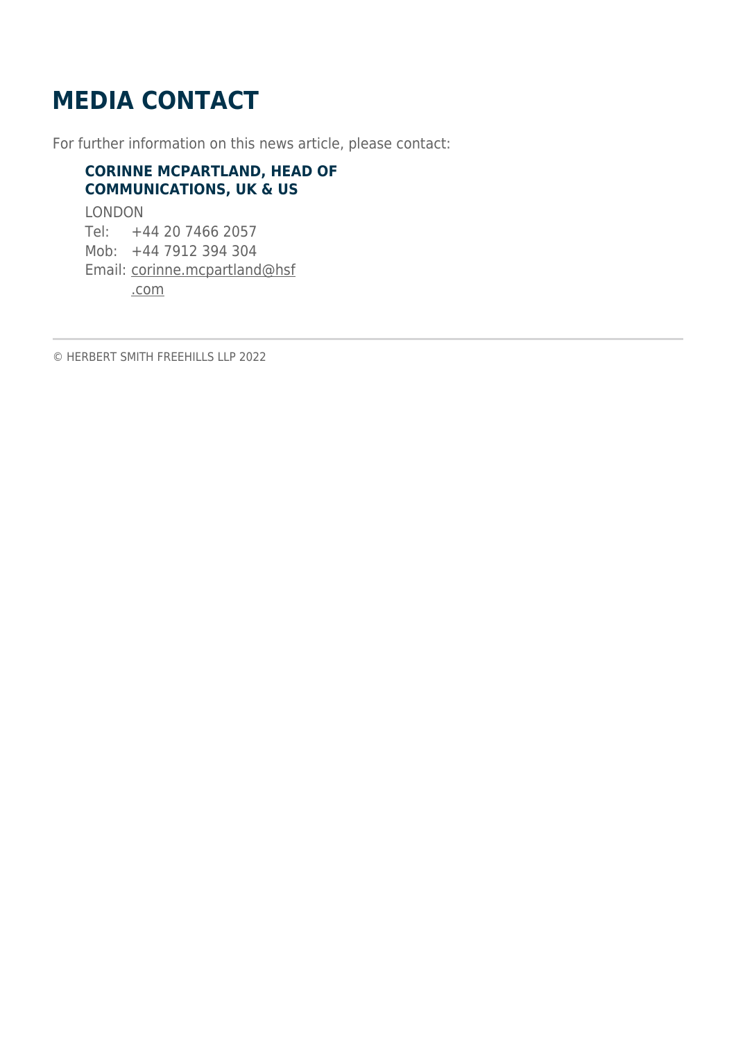# MEDIA CONTACT

For further information on this news article, please contact:

**CORINNE MCPARTLAND, HEAD OF COMMUNICATIONS, UK & US**

LONDON
Tel: +44 20 7466 2057
Mob: +44 7912 394 304
Email: corinne.mcpartland@hsf.com

---

© HERBERT SMITH FREEHILLS LLP 2022